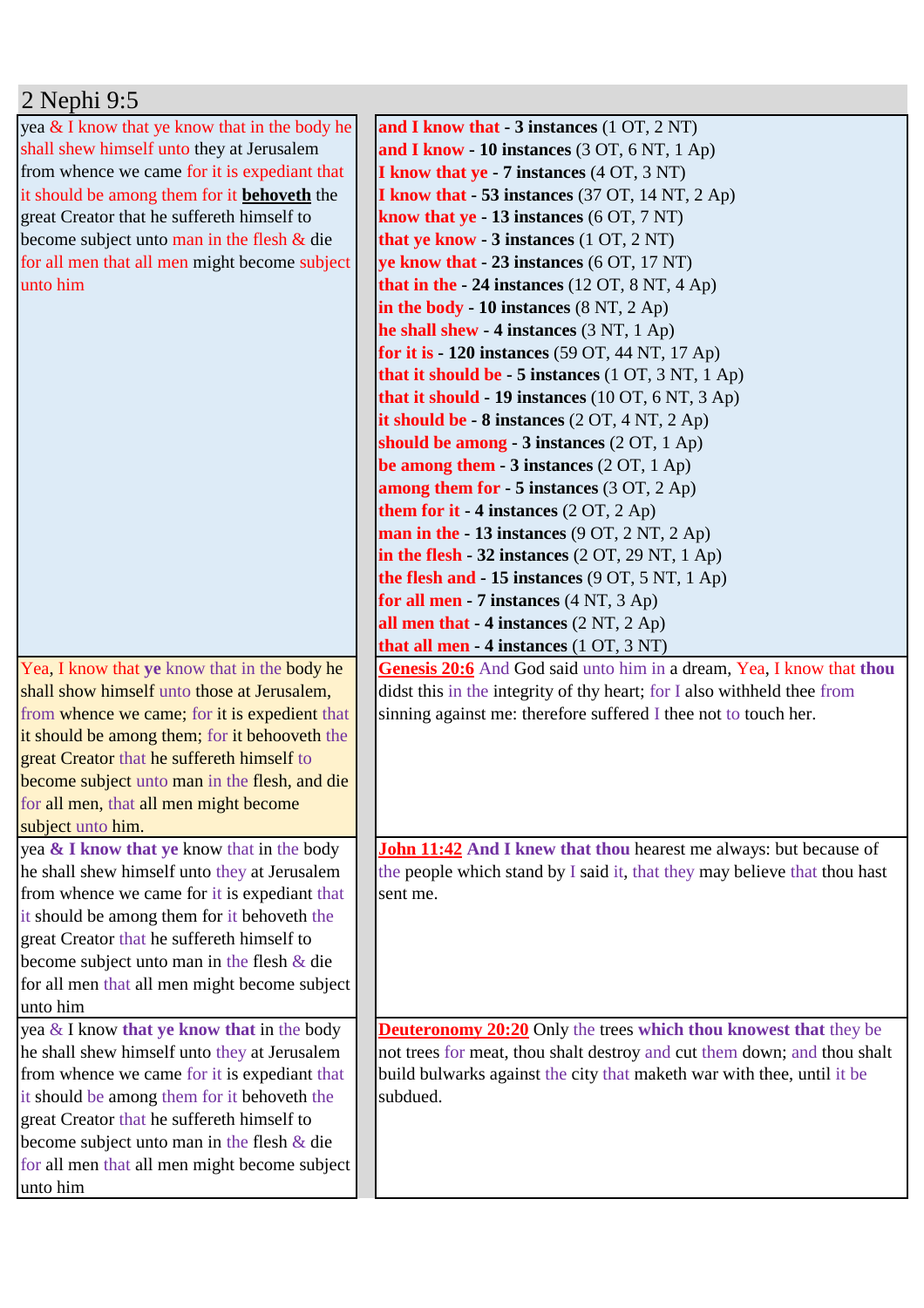## 2 Nephi 9:5

| | |
|---|---|
| yea & I know that ye know that in the body he shall shew himself unto they at Jerusalem from whence we came for it is expediant that it should be among them for it **behoveth** the great Creator that he suffereth himself to become subject unto man in the flesh & die for all men that all men might become subject unto him | **and I know that - 3 instances** (1 OT, 2 NT)<br>**and I know - 10 instances** (3 OT, 6 NT, 1 Ap)<br>**I know that ye - 7 instances** (4 OT, 3 NT)<br>**I know that - 53 instances** (37 OT, 14 NT, 2 Ap)<br>**know that ye - 13 instances** (6 OT, 7 NT)<br>**that ye know - 3 instances** (1 OT, 2 NT)<br>**ye know that - 23 instances** (6 OT, 17 NT)<br>**that in the - 24 instances** (12 OT, 8 NT, 4 Ap)<br>**in the body - 10 instances** (8 NT, 2 Ap)<br>**he shall shew - 4 instances** (3 NT, 1 Ap)<br>**for it is - 120 instances** (59 OT, 44 NT, 17 Ap)<br>**that it should be - 5 instances** (1 OT, 3 NT, 1 Ap)<br>**that it should - 19 instances** (10 OT, 6 NT, 3 Ap)<br>**it should be - 8 instances** (2 OT, 4 NT, 2 Ap)<br>**should be among - 3 instances** (2 OT, 1 Ap)<br>**be among them - 3 instances** (2 OT, 1 Ap)<br>**among them for - 5 instances** (3 OT, 2 Ap)<br>**them for it - 4 instances** (2 OT, 2 Ap)<br>**man in the - 13 instances** (9 OT, 2 NT, 2 Ap)<br>**in the flesh - 32 instances** (2 OT, 29 NT, 1 Ap)<br>**the flesh and - 15 instances** (9 OT, 5 NT, 1 Ap)<br>**for all men - 7 instances** (4 NT, 3 Ap)<br>**all men that - 4 instances** (2 NT, 2 Ap)<br>**that all men - 4 instances** (1 OT, 3 NT) |
| Yea, I know that **ye** know that in the body he shall show himself unto those at Jerusalem, from whence we came; for it is expedient that it should be among them; for it behooveth the great Creator that he suffereth himself to become subject unto man in the flesh, and die for all men, that all men might become subject unto him. | **Genesis 20:6** And God said unto him in a dream, Yea, I know that **thou** didst this in the integrity of thy heart; for I also withheld thee from sinning against me: therefore suffered I thee not to touch her. |
| yea **& I know that ye** know that in the body he shall shew himself unto they at Jerusalem from whence we came for it is expediant that it should be among them for it behoveth the great Creator that he suffereth himself to become subject unto man in the flesh & die for all men that all men might become subject unto him | **John 11:42** **And I knew that thou** hearest me always: but because of the people which stand by I said it, that they may believe that thou hast sent me. |
| yea & I know **that ye know that** in the body he shall shew himself unto they at Jerusalem from whence we came for it is expediant that it should be among them for it behoveth the great Creator that he suffereth himself to become subject unto man in the flesh & die for all men that all men might become subject unto him | **Deuteronomy 20:20** Only the trees **which thou knowest that** they be not trees for meat, thou shalt destroy and cut them down; and thou shalt build bulwarks against the city that maketh war with thee, until it be subdued. |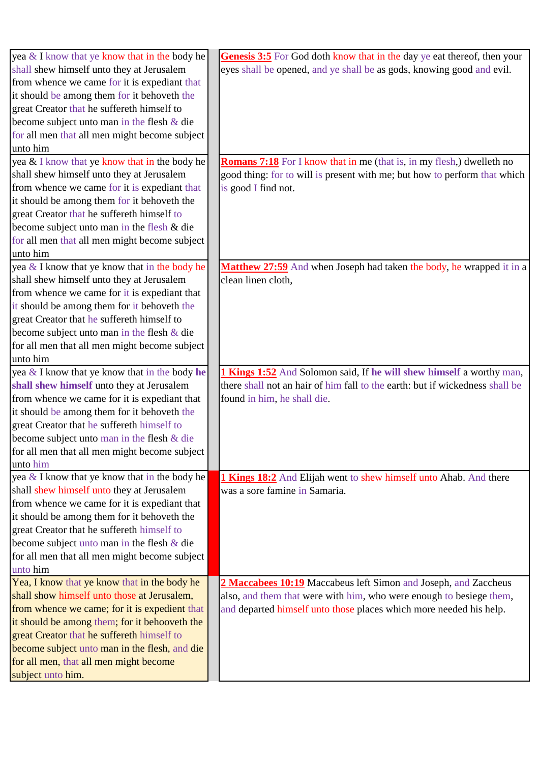| | | |
|---|---|---|
| yea & I know that ye know that in the body he shall shew himself unto they at Jerusalem from whence we came for it is expediant that it should be among them for it behoveth the great Creator that he suffereth himself to become subject unto man in the flesh & die for all men that all men might become subject unto him | | **Genesis 3:5** For God doth know that in the day ye eat thereof, then your eyes shall be opened, and ye shall be as gods, knowing good and evil. |
| yea & I know that ye know that in the body he shall shew himself unto they at Jerusalem from whence we came for it is expediant that it should be among them for it behoveth the great Creator that he suffereth himself to become subject unto man in the flesh & die for all men that all men might become subject unto him | | **Romans 7:18** For I know that in me (that is, in my flesh,) dwelleth no good thing: for to will is present with me; but how to perform that which is good I find not. |
| yea & I know that ye know that in the body he shall shew himself unto they at Jerusalem from whence we came for it is expediant that it should be among them for it behoveth the great Creator that he suffereth himself to become subject unto man in the flesh & die for all men that all men might become subject unto him | | **Matthew 27:59** And when Joseph had taken the body, he wrapped it in a clean linen cloth, |
| yea & I know that ye know that in the body **he shall shew himself** unto they at Jerusalem from whence we came for it is expediant that it should be among them for it behoveth the great Creator that he suffereth himself to become subject unto man in the flesh & die for all men that all men might become subject unto him | | **1 Kings 1:52** And Solomon said, If **he will shew himself** a worthy man, there shall not an hair of him fall to the earth: but if wickedness shall be found in him, he shall die. |
| yea & I know that ye know that in the body he shall shew himself unto they at Jerusalem from whence we came for it is expediant that it should be among them for it behoveth the great Creator that he suffereth himself to become subject unto man in the flesh & die for all men that all men might become subject unto him | | **1 Kings 18:2** And Elijah went to shew himself unto Ahab. And there was a sore famine in Samaria. |
| Yea, I know that ye know that in the body he shall show himself unto those at Jerusalem, from whence we came; for it is expedient that it should be among them; for it behooveth the great Creator that he suffereth himself to become subject unto man in the flesh, and die for all men, that all men might become subject unto him. | | **2 Maccabees 10:19** Maccabeus left Simon and Joseph, and Zaccheus also, and them that were with him, who were enough to besiege them, and departed himself unto those places which more needed his help. |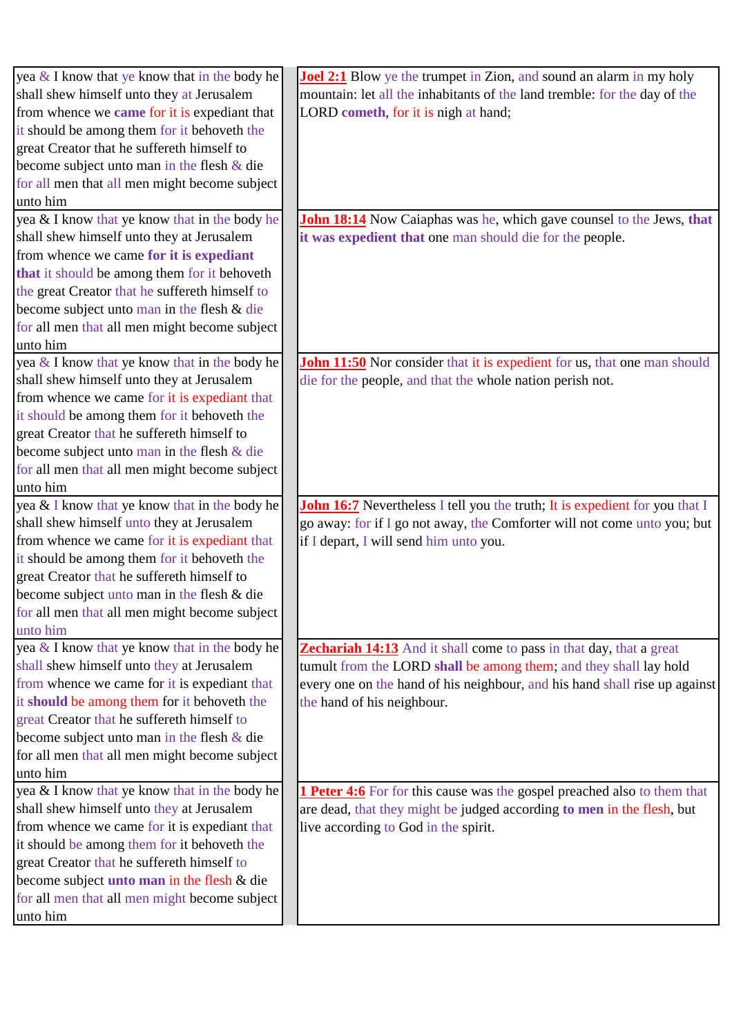| | |
|---|---|
| yea & I know that ye know that in the body he shall shew himself unto they at Jerusalem from whence we **came** for it is expediant that it should be among them for it behoveth the great Creator that he suffereth himself to become subject unto man in the flesh & die for all men that all men might become subject unto him | **Joel 2:1** Blow ye the trumpet in Zion, and sound an alarm in my holy mountain: let all the inhabitants of the land tremble: for the day of the LORD **cometh**, for it is nigh at hand; |
| yea & I know that ye know that in the body he shall shew himself unto they at Jerusalem from whence we came **for it is expediant that** it should be among them for it behoveth the great Creator that he suffereth himself to become subject unto man in the flesh & die for all men that all men might become subject unto him | **John 18:14** Now Caiaphas was he, which gave counsel to the Jews, **that it was expedient that** one man should die for the people. |
| yea & I know that ye know that in the body he shall shew himself unto they at Jerusalem from whence we came for it is expediant that it should be among them for it behoveth the great Creator that he suffereth himself to become subject unto man in the flesh & die for all men that all men might become subject unto him | **John 11:50** Nor consider that it is expedient for us, that one man should die for the people, and that the whole nation perish not. |
| yea & I know that ye know that in the body he shall shew himself unto they at Jerusalem from whence we came for it is expediant that it should be among them for it behoveth the great Creator that he suffereth himself to become subject unto man in the flesh & die for all men that all men might become subject unto him | **John 16:7** Nevertheless I tell you the truth; It is expedient for you that I go away: for if I go not away, the Comforter will not come unto you; but if I depart, I will send him unto you. |
| yea & I know that ye know that in the body he shall shew himself unto they at Jerusalem from whence we came for it is expediant that it **should** be among them for it behoveth the great Creator that he suffereth himself to become subject unto man in the flesh & die for all men that all men might become subject unto him | **Zechariah 14:13** And it shall come to pass in that day, that a great tumult from the LORD **shall** be among them; and they shall lay hold every one on the hand of his neighbour, and his hand shall rise up against the hand of his neighbour. |
| yea & I know that ye know that in the body he shall shew himself unto they at Jerusalem from whence we came for it is expediant that it should be among them for it behoveth the great Creator that he suffereth himself to become subject **unto man** in the flesh & die for all men that all men might become subject unto him | **1 Peter 4:6** For for this cause was the gospel preached also to them that are dead, that they might be judged according **to men** in the flesh, but live according to God in the spirit. |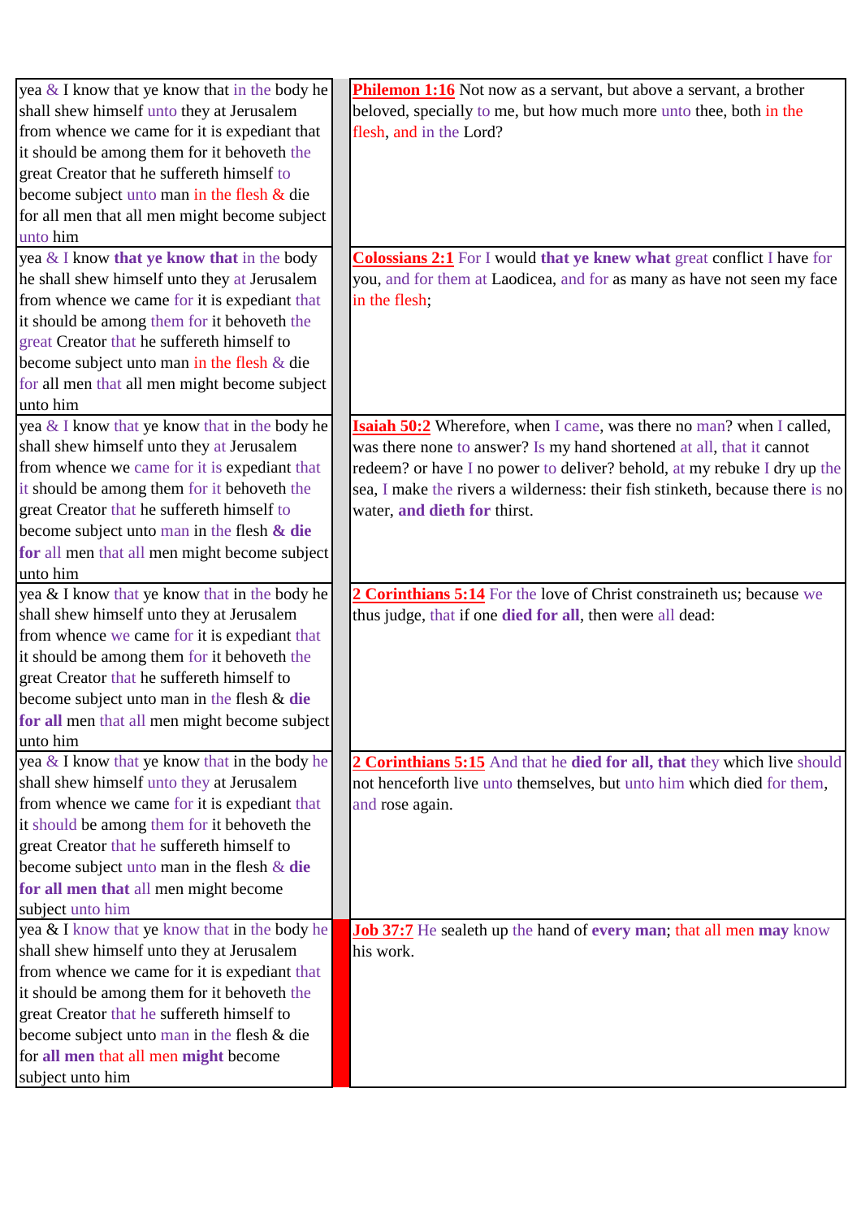| yea & I know that ye know that in the body he shall shew himself unto they at Jerusalem from whence we came for it is expediant that it should be among them for it behoveth the great Creator that he suffereth himself to become subject unto man in the flesh & die for all men that all men might become subject unto him | | **Philemon 1:16** Not now as a servant, but above a servant, a brother beloved, specially to me, but how much more unto thee, both in the flesh, and in the Lord? |
|---|---|---|
| yea & I know **that ye know that** in the body he shall shew himself unto they at Jerusalem from whence we came for it is expediant that it should be among them for it behoveth the great Creator that he suffereth himself to become subject unto man in the flesh & die for all men that all men might become subject unto him | | **Colossians 2:1** For I would **that ye knew what** great conflict I have for you, and for them at Laodicea, and for as many as have not seen my face in the flesh; |
| yea & I know that ye know that in the body he shall shew himself unto they at Jerusalem from whence we came for it is expediant that it should be among them for it behoveth the great Creator that he suffereth himself to become subject unto man in the flesh **& die for** all men that all men might become subject unto him | | **Isaiah 50:2** Wherefore, when I came, was there no man? when I called, was there none to answer? Is my hand shortened at all, that it cannot redeem? or have I no power to deliver? behold, at my rebuke I dry up the sea, I make the rivers a wilderness: their fish stinketh, because there is no water, **and dieth for** thirst. |
| yea & I know that ye know that in the body he shall shew himself unto they at Jerusalem from whence we came for it is expediant that it should be among them for it behoveth the great Creator that he suffereth himself to become subject unto man in the flesh & **die for all** men that all men might become subject unto him | | **2 Corinthians 5:14** For the love of Christ constraineth us; because we thus judge, that if one **died for all**, then were all dead: |
| yea & I know that ye know that in the body he shall shew himself unto they at Jerusalem from whence we came for it is expediant that it should be among them for it behoveth the great Creator that he suffereth himself to become subject unto man in the flesh & **die for all men that** all men might become subject unto him | | **2 Corinthians 5:15** And that he **died for all, that** they which live should not henceforth live unto themselves, but unto him which died for them, and rose again. |
| yea & I know that ye know that in the body he shall shew himself unto they at Jerusalem from whence we came for it is expediant that it should be among them for it behoveth the great Creator that he suffereth himself to become subject unto man in the flesh & die for **all men** that all men **might** become subject unto him | | **Job 37:7** He sealeth up the hand of **every man**; that all men **may** know his work. |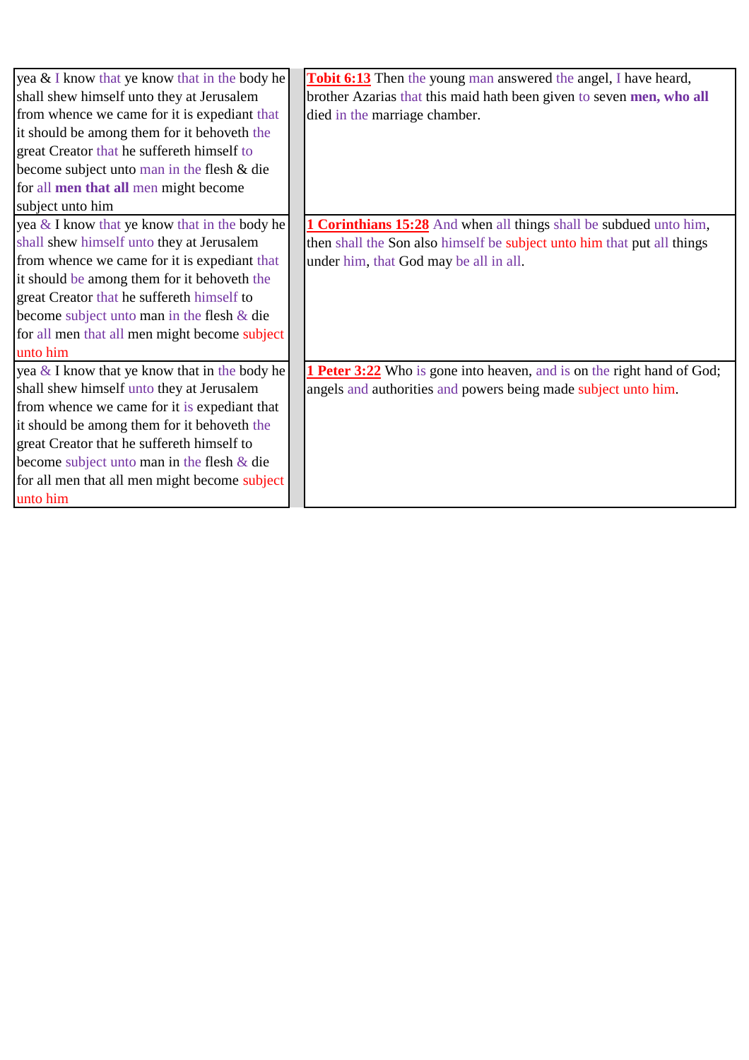| | |
|---|---|
| yea & I know that ye know that in the body he shall shew himself unto they at Jerusalem from whence we came for it is expediant that it should be among them for it behoveth the great Creator that he suffereth himself to become subject unto man in the flesh & die for all **men that all** men might become subject unto him | **Tobit 6:13** Then the young man answered the angel, I have heard, brother Azarias that this maid hath been given to seven **men, who all** died in the marriage chamber. |
| yea & I know that ye know that in the body he shall shew himself unto they at Jerusalem from whence we came for it is expediant that it should be among them for it behoveth the great Creator that he suffereth himself to become subject unto man in the flesh & die for all men that all men might become subject unto him | **1 Corinthians 15:28** And when all things shall be subdued unto him, then shall the Son also himself be subject unto him that put all things under him, that God may be all in all. |
| yea & I know that ye know that in the body he shall shew himself unto they at Jerusalem from whence we came for it is expediant that it should be among them for it behoveth the great Creator that he suffereth himself to become subject unto man in the flesh & die for all men that all men might become subject unto him | **1 Peter 3:22** Who is gone into heaven, and is on the right hand of God; angels and authorities and powers being made subject unto him. |